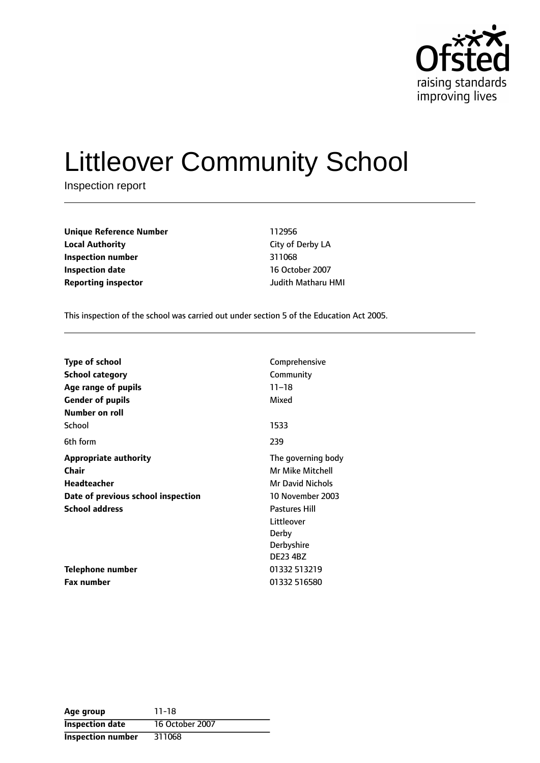# Littleover Community School

Inspection report

| | |
|---|---|
| **Unique Reference Number** | 112956 |
| **Local Authority** | City of Derby LA |
| **Inspection number** | 311068 |
| **Inspection date** | 16 October 2007 |
| **Reporting inspector** | Judith Matharu HMI |

This inspection of the school was carried out under section 5 of the Education Act 2005.

| | |
|---|---|
| **Type of school** | Comprehensive |
| **School category** | Community |
| **Age range of pupils** | 11–18 |
| **Gender of pupils** | Mixed |
| **Number on roll** | |
| School | 1533 |
| 6th form | 239 |
| **Appropriate authority** | The governing body |
| **Chair** | Mr Mike Mitchell |
| **Headteacher** | Mr David Nichols |
| **Date of previous school inspection** | 10 November 2003 |
| **School address** | Pastures Hill<br>Littleover<br>Derby<br>Derbyshire<br>DE23 4BZ |
| **Telephone number** | 01332 513219 |
| **Fax number** | 01332 516580 |

| | |
|---|---|
| **Age group** | 11-18 |
| **Inspection date** | 16 October 2007 |
| **Inspection number** | 311068 |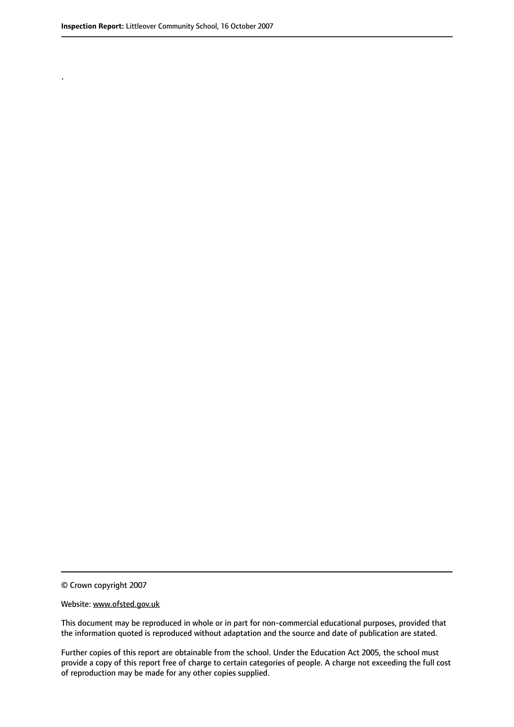.

© Crown copyright 2007

Website: www.ofsted.gov.uk

This document may be reproduced in whole or in part for non-commercial educational purposes, provided that the information quoted is reproduced without adaptation and the source and date of publication are stated.

Further copies of this report are obtainable from the school. Under the Education Act 2005, the school must provide a copy of this report free of charge to certain categories of people. A charge not exceeding the full cost of reproduction may be made for any other copies supplied.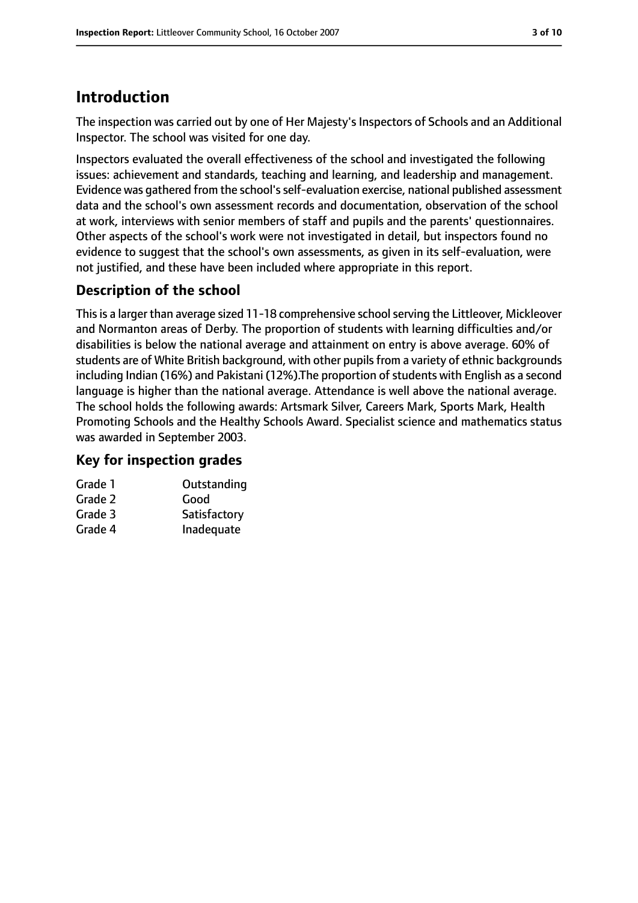# Introduction

The inspection was carried out by one of Her Majesty's Inspectors of Schools and an Additional Inspector. The school was visited for one day.

Inspectors evaluated the overall effectiveness of the school and investigated the following issues: achievement and standards, teaching and learning, and leadership and management. Evidence was gathered from the school's self-evaluation exercise, national published assessment data and the school's own assessment records and documentation, observation of the school at work, interviews with senior members of staff and pupils and the parents' questionnaires. Other aspects of the school's work were not investigated in detail, but inspectors found no evidence to suggest that the school's own assessments, as given in its self-evaluation, were not justified, and these have been included where appropriate in this report.

## Description of the school

This is a larger than average sized 11-18 comprehensive school serving the Littleover, Mickleover and Normanton areas of Derby. The proportion of students with learning difficulties and/or disabilities is below the national average and attainment on entry is above average. 60% of students are of White British background, with other pupils from a variety of ethnic backgrounds including Indian (16%) and Pakistani (12%).The proportion of students with English as a second language is higher than the national average. Attendance is well above the national average. The school holds the following awards: Artsmark Silver, Careers Mark, Sports Mark, Health Promoting Schools and the Healthy Schools Award. Specialist science and mathematics status was awarded in September 2003.

## Key for inspection grades

| | |
|---|---|
| Grade 1 | Outstanding |
| Grade 2 | Good |
| Grade 3 | Satisfactory |
| Grade 4 | Inadequate |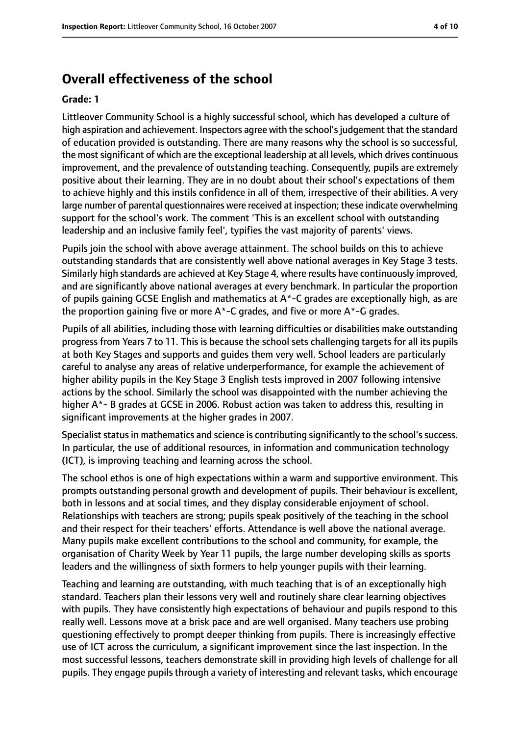## Overall effectiveness of the school

**Grade: 1**

Littleover Community School is a highly successful school, which has developed a culture of high aspiration and achievement. Inspectors agree with the school's judgement that the standard of education provided is outstanding. There are many reasons why the school is so successful, the most significant of which are the exceptional leadership at all levels, which drives continuous improvement, and the prevalence of outstanding teaching. Consequently, pupils are extremely positive about their learning. They are in no doubt about their school's expectations of them to achieve highly and this instils confidence in all of them, irrespective of their abilities. A very large number of parental questionnaires were received at inspection; these indicate overwhelming support for the school's work. The comment 'This is an excellent school with outstanding leadership and an inclusive family feel', typifies the vast majority of parents' views.

Pupils join the school with above average attainment. The school builds on this to achieve outstanding standards that are consistently well above national averages in Key Stage 3 tests. Similarly high standards are achieved at Key Stage 4, where results have continuously improved, and are significantly above national averages at every benchmark. In particular the proportion of pupils gaining GCSE English and mathematics at A*-C grades are exceptionally high, as are the proportion gaining five or more A*-C grades, and five or more A*-G grades.

Pupils of all abilities, including those with learning difficulties or disabilities make outstanding progress from Years 7 to 11. This is because the school sets challenging targets for all its pupils at both Key Stages and supports and guides them very well. School leaders are particularly careful to analyse any areas of relative underperformance, for example the achievement of higher ability pupils in the Key Stage 3 English tests improved in 2007 following intensive actions by the school. Similarly the school was disappointed with the number achieving the higher A*- B grades at GCSE in 2006. Robust action was taken to address this, resulting in significant improvements at the higher grades in 2007.

Specialist status in mathematics and science is contributing significantly to the school's success. In particular, the use of additional resources, in information and communication technology (ICT), is improving teaching and learning across the school.

The school ethos is one of high expectations within a warm and supportive environment. This prompts outstanding personal growth and development of pupils. Their behaviour is excellent, both in lessons and at social times, and they display considerable enjoyment of school. Relationships with teachers are strong; pupils speak positively of the teaching in the school and their respect for their teachers' efforts. Attendance is well above the national average. Many pupils make excellent contributions to the school and community, for example, the organisation of Charity Week by Year 11 pupils, the large number developing skills as sports leaders and the willingness of sixth formers to help younger pupils with their learning.

Teaching and learning are outstanding, with much teaching that is of an exceptionally high standard. Teachers plan their lessons very well and routinely share clear learning objectives with pupils. They have consistently high expectations of behaviour and pupils respond to this really well. Lessons move at a brisk pace and are well organised. Many teachers use probing questioning effectively to prompt deeper thinking from pupils. There is increasingly effective use of ICT across the curriculum, a significant improvement since the last inspection. In the most successful lessons, teachers demonstrate skill in providing high levels of challenge for all pupils. They engage pupils through a variety of interesting and relevant tasks, which encourage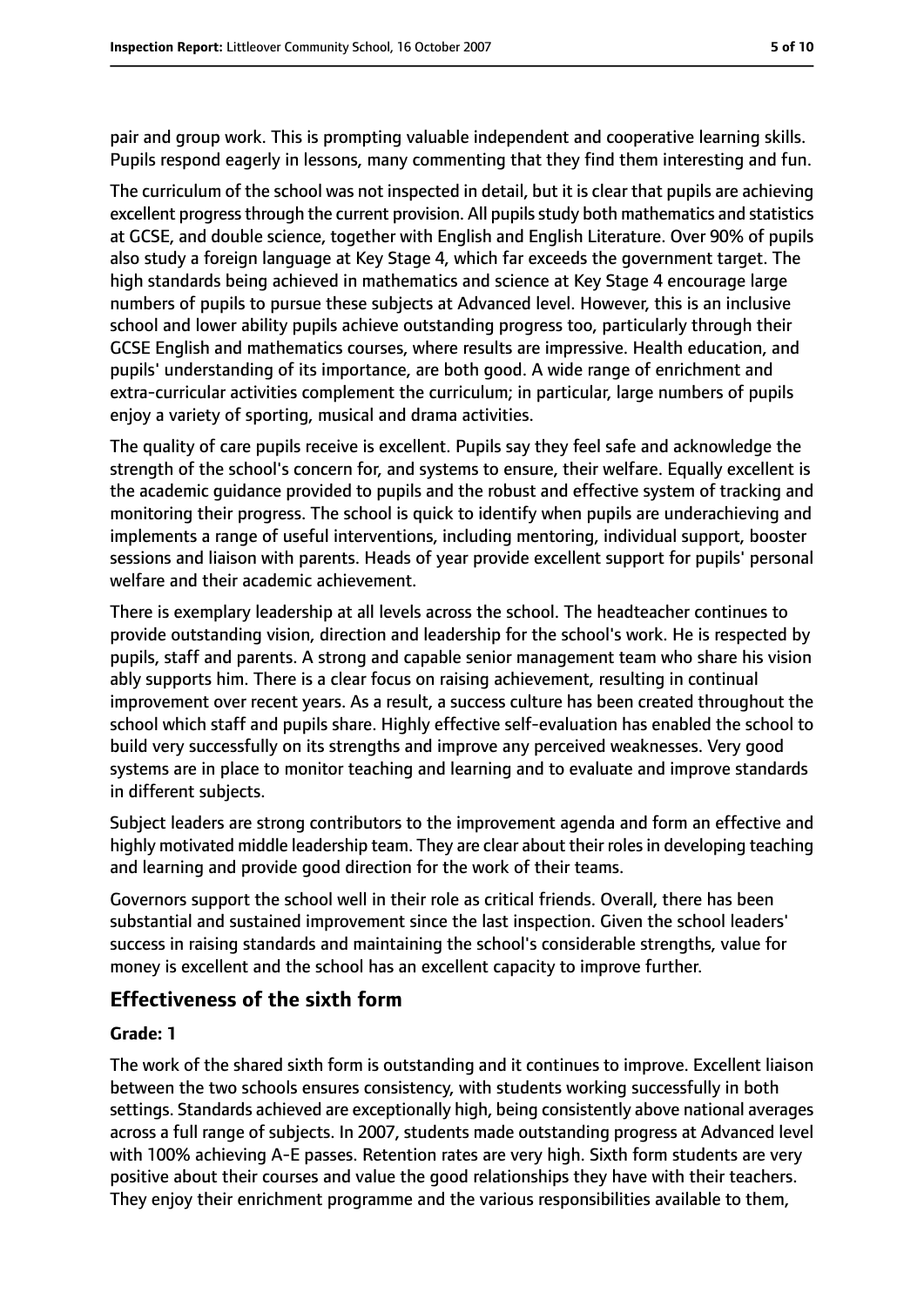pair and group work. This is prompting valuable independent and cooperative learning skills. Pupils respond eagerly in lessons, many commenting that they find them interesting and fun.

The curriculum of the school was not inspected in detail, but it is clear that pupils are achieving excellent progress through the current provision. All pupils study both mathematics and statistics at GCSE, and double science, together with English and English Literature. Over 90% of pupils also study a foreign language at Key Stage 4, which far exceeds the government target. The high standards being achieved in mathematics and science at Key Stage 4 encourage large numbers of pupils to pursue these subjects at Advanced level. However, this is an inclusive school and lower ability pupils achieve outstanding progress too, particularly through their GCSE English and mathematics courses, where results are impressive. Health education, and pupils' understanding of its importance, are both good. A wide range of enrichment and extra-curricular activities complement the curriculum; in particular, large numbers of pupils enjoy a variety of sporting, musical and drama activities.

The quality of care pupils receive is excellent. Pupils say they feel safe and acknowledge the strength of the school's concern for, and systems to ensure, their welfare. Equally excellent is the academic guidance provided to pupils and the robust and effective system of tracking and monitoring their progress. The school is quick to identify when pupils are underachieving and implements a range of useful interventions, including mentoring, individual support, booster sessions and liaison with parents. Heads of year provide excellent support for pupils' personal welfare and their academic achievement.

There is exemplary leadership at all levels across the school. The headteacher continues to provide outstanding vision, direction and leadership for the school's work. He is respected by pupils, staff and parents. A strong and capable senior management team who share his vision ably supports him. There is a clear focus on raising achievement, resulting in continual improvement over recent years. As a result, a success culture has been created throughout the school which staff and pupils share. Highly effective self-evaluation has enabled the school to build very successfully on its strengths and improve any perceived weaknesses. Very good systems are in place to monitor teaching and learning and to evaluate and improve standards in different subjects.

Subject leaders are strong contributors to the improvement agenda and form an effective and highly motivated middle leadership team. They are clear about their roles in developing teaching and learning and provide good direction for the work of their teams.

Governors support the school well in their role as critical friends. Overall, there has been substantial and sustained improvement since the last inspection. Given the school leaders' success in raising standards and maintaining the school's considerable strengths, value for money is excellent and the school has an excellent capacity to improve further.

## Effectiveness of the sixth form

**Grade: 1**

The work of the shared sixth form is outstanding and it continues to improve. Excellent liaison between the two schools ensures consistency, with students working successfully in both settings. Standards achieved are exceptionally high, being consistently above national averages across a full range of subjects. In 2007, students made outstanding progress at Advanced level with 100% achieving A-E passes. Retention rates are very high. Sixth form students are very positive about their courses and value the good relationships they have with their teachers. They enjoy their enrichment programme and the various responsibilities available to them,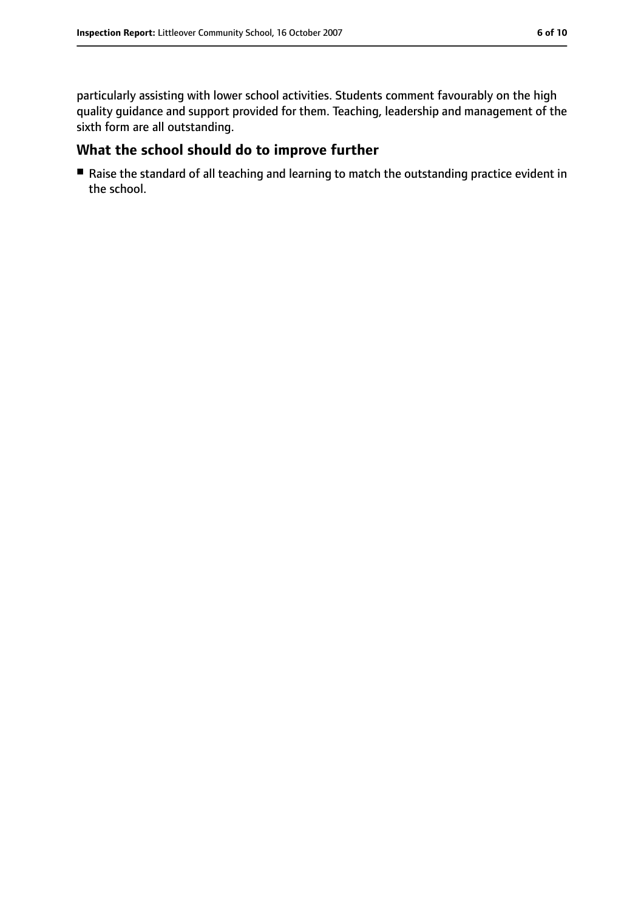particularly assisting with lower school activities. Students comment favourably on the high quality guidance and support provided for them. Teaching, leadership and management of the sixth form are all outstanding.

## What the school should do to improve further

- Raise the standard of all teaching and learning to match the outstanding practice evident in the school.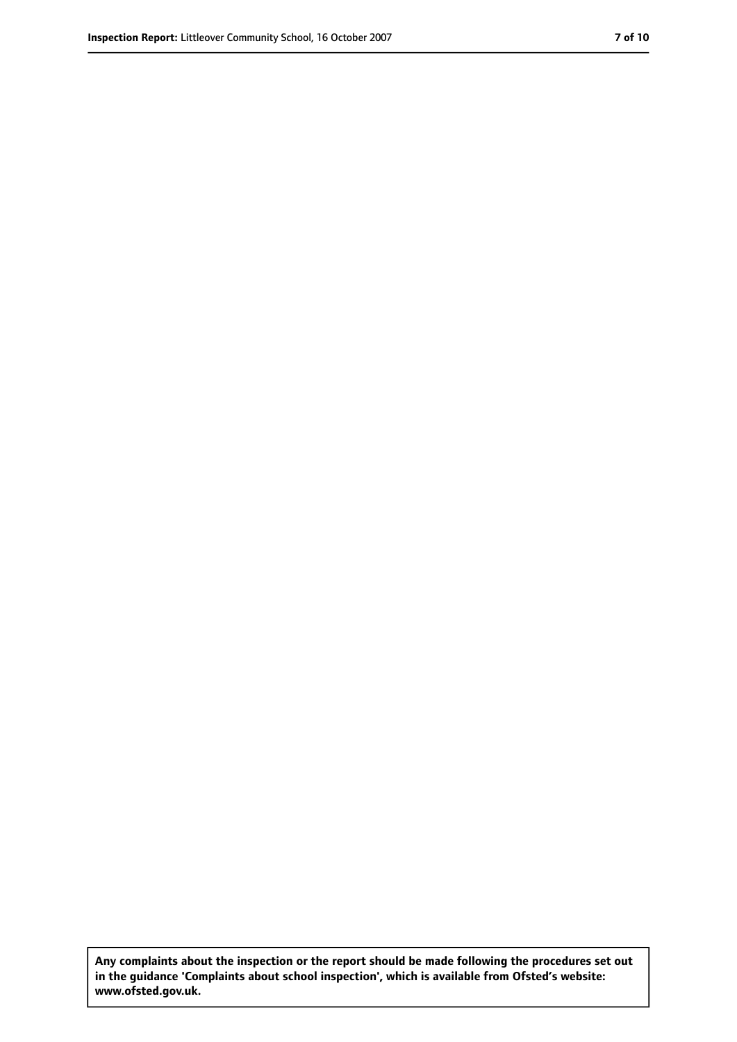**Any complaints about the inspection or the report should be made following the procedures set out in the guidance 'Complaints about school inspection', which is available from Ofsted's website: www.ofsted.gov.uk.**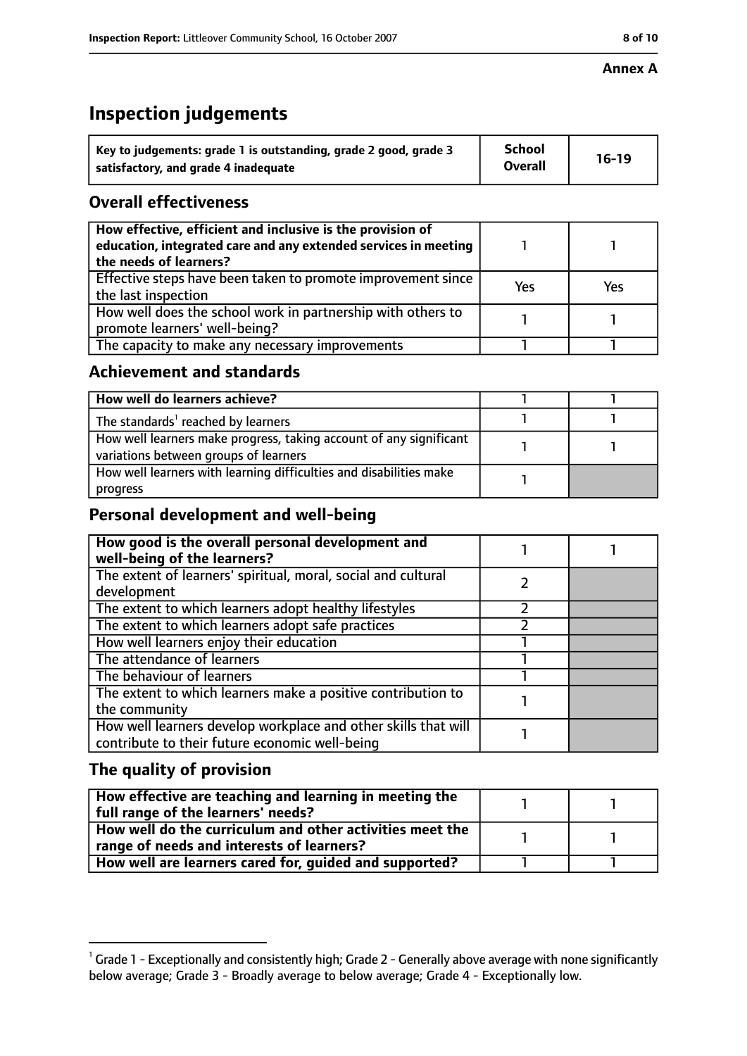**Annex A**

# Inspection judgements

| Key to judgements: grade 1 is outstanding, grade 2 good, grade 3 satisfactory, and grade 4 inadequate | School Overall | 16-19 |
|---|---|---|

## Overall effectiveness

| | | |
|---|---|---|
| How effective, efficient and inclusive is the provision of education, integrated care and any extended services in meeting the needs of learners? | 1 | 1 |
| Effective steps have been taken to promote improvement since the last inspection | Yes | Yes |
| How well does the school work in partnership with others to promote learners' well-being? | 1 | 1 |
| The capacity to make any necessary improvements | 1 | 1 |

## Achievement and standards

| | | |
|---|---|---|
| **How well do learners achieve?** | 1 | 1 |
| The standards[1] reached by learners | 1 | 1 |
| How well learners make progress, taking account of any significant variations between groups of learners | 1 | 1 |
| How well learners with learning difficulties and disabilities make progress | 1 | |

## Personal development and well-being

| | | |
|---|---|---|
| **How good is the overall personal development and well-being of the learners?** | 1 | 1 |
| The extent of learners' spiritual, moral, social and cultural development | 2 | |
| The extent to which learners adopt healthy lifestyles | 2 | |
| The extent to which learners adopt safe practices | 2 | |
| How well learners enjoy their education | 1 | |
| The attendance of learners | 1 | |
| The behaviour of learners | 1 | |
| The extent to which learners make a positive contribution to the community | 1 | |
| How well learners develop workplace and other skills that will contribute to their future economic well-being | 1 | |

## The quality of provision

| | | |
|---|---|---|
| **How effective are teaching and learning in meeting the full range of the learners' needs?** | 1 | 1 |
| **How well do the curriculum and other activities meet the range of needs and interests of learners?** | 1 | 1 |
| **How well are learners cared for, guided and supported?** | 1 | 1 |

[1] Grade 1 - Exceptionally and consistently high; Grade 2 - Generally above average with none significantly below average; Grade 3 - Broadly average to below average; Grade 4 - Exceptionally low.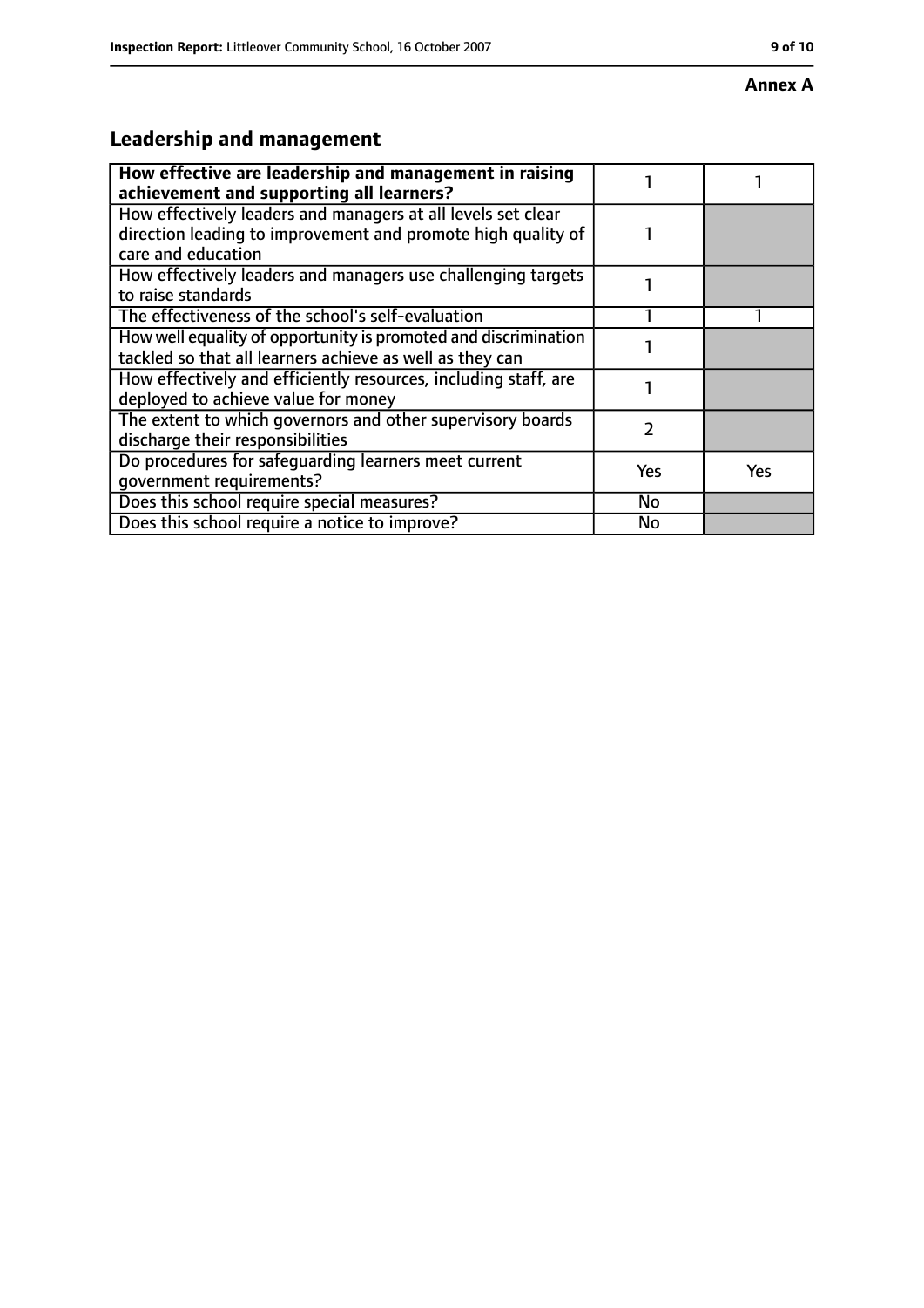**Annex A**

## Leadership and management

| How effective are leadership and management in raising achievement and supporting all learners? | 1 | 1 |
|---|---|---|
| How effectively leaders and managers at all levels set clear direction leading to improvement and promote high quality of care and education | 1 | |
| How effectively leaders and managers use challenging targets to raise standards | 1 | |
| The effectiveness of the school's self-evaluation | 1 | 1 |
| How well equality of opportunity is promoted and discrimination tackled so that all learners achieve as well as they can | 1 | |
| How effectively and efficiently resources, including staff, are deployed to achieve value for money | 1 | |
| The extent to which governors and other supervisory boards discharge their responsibilities | 2 | |
| Do procedures for safeguarding learners meet current government requirements? | Yes | Yes |
| Does this school require special measures? | No | |
| Does this school require a notice to improve? | No | |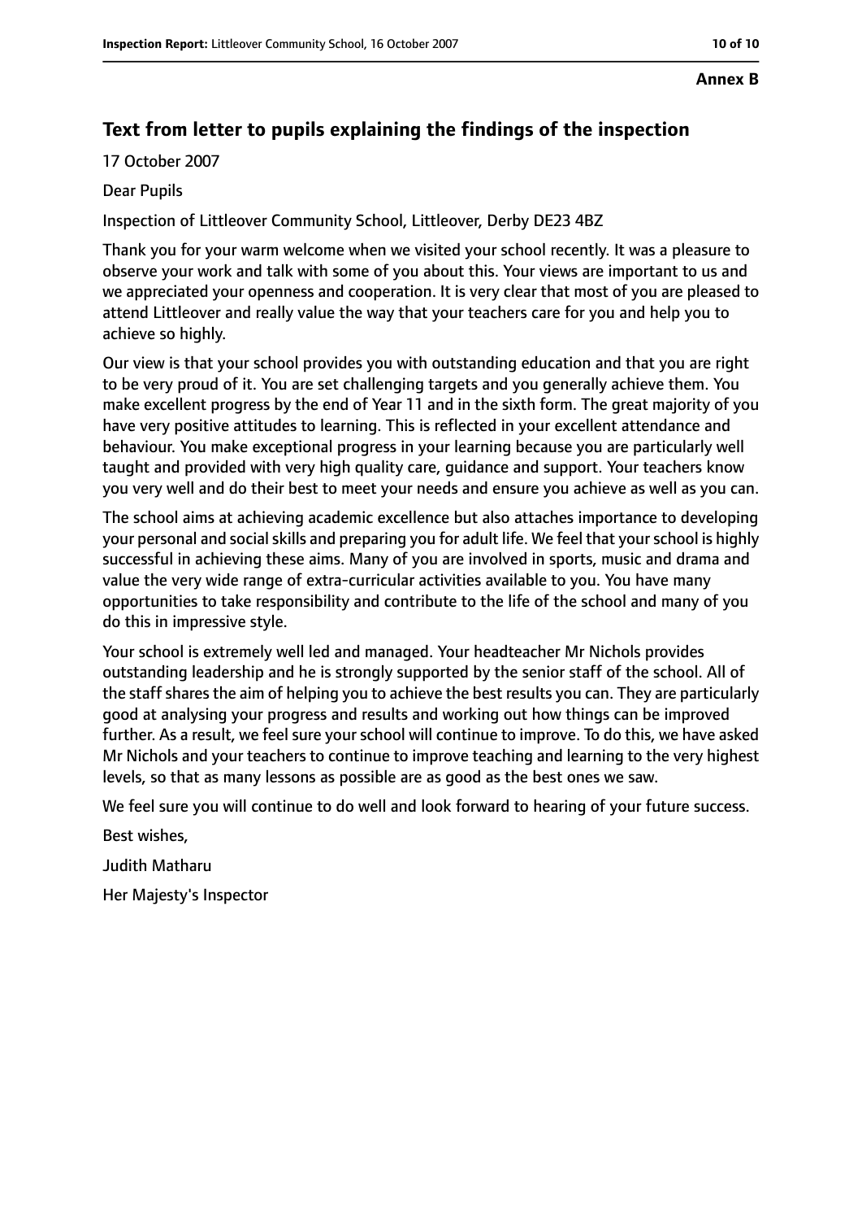**Annex B**

## Text from letter to pupils explaining the findings of the inspection

17 October 2007

Dear Pupils

Inspection of Littleover Community School, Littleover, Derby DE23 4BZ

Thank you for your warm welcome when we visited your school recently. It was a pleasure to observe your work and talk with some of you about this. Your views are important to us and we appreciated your openness and cooperation. It is very clear that most of you are pleased to attend Littleover and really value the way that your teachers care for you and help you to achieve so highly.

Our view is that your school provides you with outstanding education and that you are right to be very proud of it. You are set challenging targets and you generally achieve them. You make excellent progress by the end of Year 11 and in the sixth form. The great majority of you have very positive attitudes to learning. This is reflected in your excellent attendance and behaviour. You make exceptional progress in your learning because you are particularly well taught and provided with very high quality care, guidance and support. Your teachers know you very well and do their best to meet your needs and ensure you achieve as well as you can.

The school aims at achieving academic excellence but also attaches importance to developing your personal and social skills and preparing you for adult life. We feel that your school is highly successful in achieving these aims. Many of you are involved in sports, music and drama and value the very wide range of extra-curricular activities available to you. You have many opportunities to take responsibility and contribute to the life of the school and many of you do this in impressive style.

Your school is extremely well led and managed. Your headteacher Mr Nichols provides outstanding leadership and he is strongly supported by the senior staff of the school. All of the staff shares the aim of helping you to achieve the best results you can. They are particularly good at analysing your progress and results and working out how things can be improved further. As a result, we feel sure your school will continue to improve. To do this, we have asked Mr Nichols and your teachers to continue to improve teaching and learning to the very highest levels, so that as many lessons as possible are as good as the best ones we saw.

We feel sure you will continue to do well and look forward to hearing of your future success.

Best wishes,

Judith Matharu

Her Majesty's Inspector